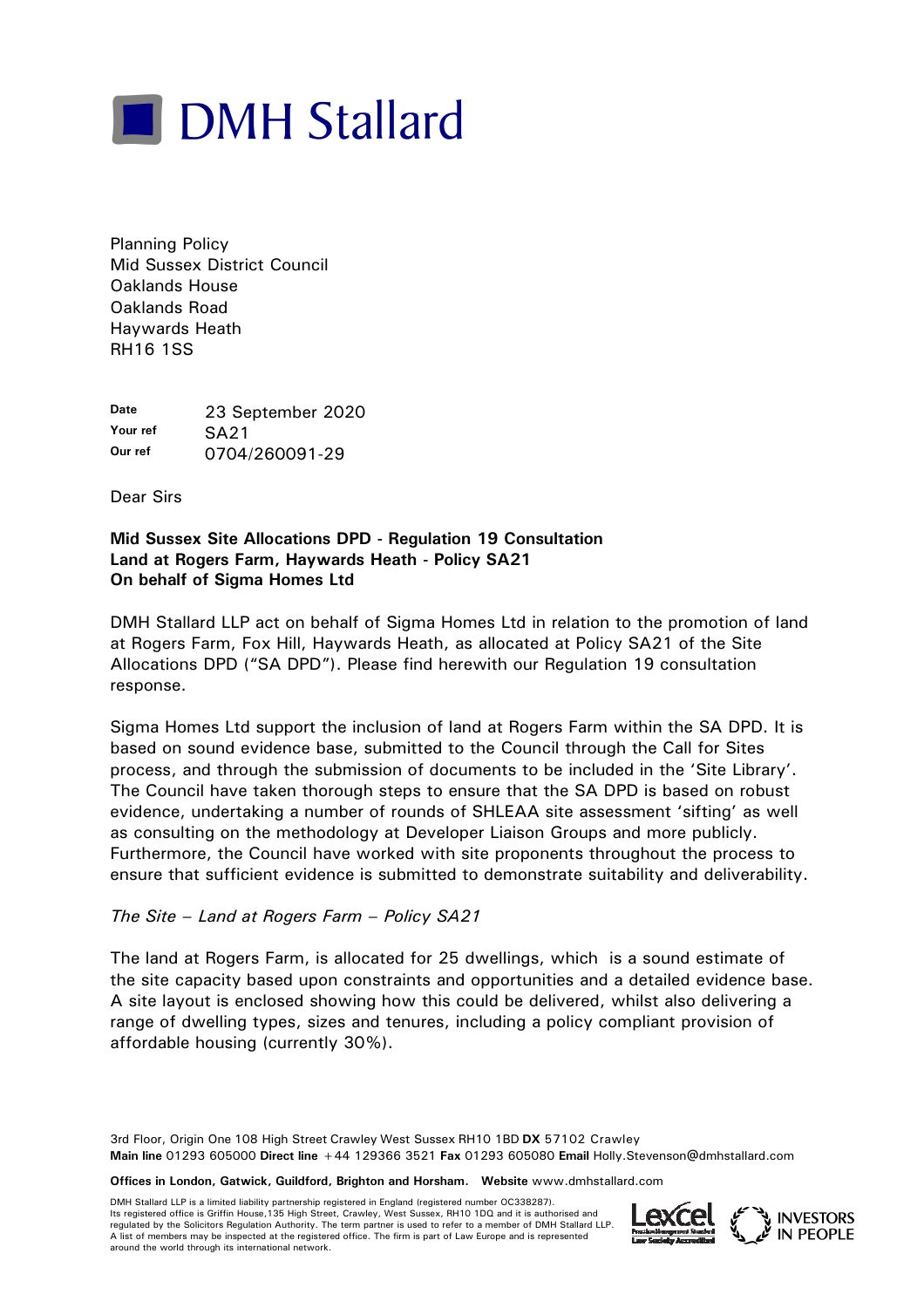# DMH Stallard

Planning Policy
Mid Sussex District Council
Oaklands House
Oaklands Road
Haywards Heath
RH16 1SS

| | |
|---|---|
| **Date** | 23 September 2020 |
| **Your ref** | SA21 |
| **Our ref** | 0704/260091-29 |

Dear Sirs

**Mid Sussex Site Allocations DPD - Regulation 19 Consultation**
**Land at Rogers Farm, Haywards Heath - Policy SA21**
**On behalf of Sigma Homes Ltd**

DMH Stallard LLP act on behalf of Sigma Homes Ltd in relation to the promotion of land at Rogers Farm, Fox Hill, Haywards Heath, as allocated at Policy SA21 of the Site Allocations DPD ("SA DPD"). Please find herewith our Regulation 19 consultation response.

Sigma Homes Ltd support the inclusion of land at Rogers Farm within the SA DPD. It is based on sound evidence base, submitted to the Council through the Call for Sites process, and through the submission of documents to be included in the 'Site Library'. The Council have taken thorough steps to ensure that the SA DPD is based on robust evidence, undertaking a number of rounds of SHLEAA site assessment 'sifting' as well as consulting on the methodology at Developer Liaison Groups and more publicly. Furthermore, the Council have worked with site proponents throughout the process to ensure that sufficient evidence is submitted to demonstrate suitability and deliverability.

*The Site – Land at Rogers Farm – Policy SA21*

The land at Rogers Farm, is allocated for 25 dwellings, which is a sound estimate of the site capacity based upon constraints and opportunities and a detailed evidence base. A site layout is enclosed showing how this could be delivered, whilst also delivering a range of dwelling types, sizes and tenures, including a policy compliant provision of affordable housing (currently 30%).

3rd Floor, Origin One 108 High Street Crawley West Sussex RH10 1BD **DX** 57102 Crawley
**Main line** 01293 605000 **Direct line** +44 129366 3521 **Fax** 01293 605080 **Email** Holly.Stevenson@dmhstallard.com

**Offices in London, Gatwick, Guildford, Brighton and Horsham.** **Website** www.dmhstallard.com

DMH Stallard LLP is a limited liability partnership registered in England (registered number OC338287). Its registered office is Griffin House,135 High Street, Crawley, West Sussex, RH10 1DQ and it is authorised and regulated by the Solicitors Regulation Authority. The term partner is used to refer to a member of DMH Stallard LLP. A list of members may be inspected at the registered office. The firm is part of Law Europe and is represented around the world through its international network.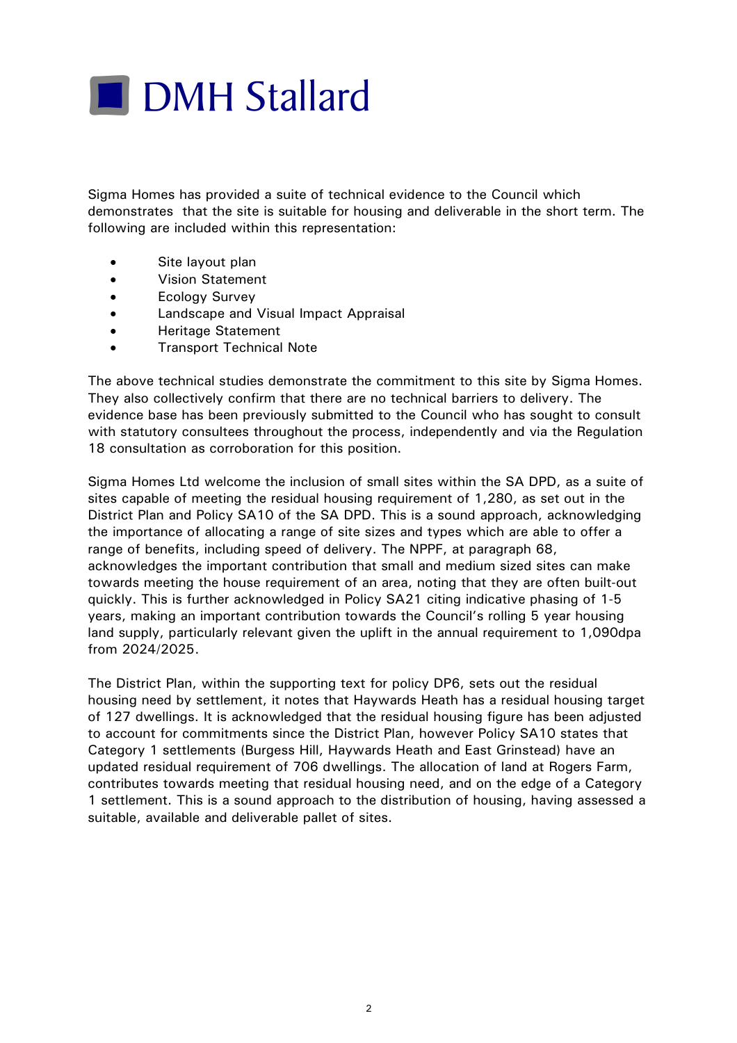Sigma Homes has provided a suite of technical evidence to the Council which demonstrates that the site is suitable for housing and deliverable in the short term. The following are included within this representation:

- Site layout plan
- Vision Statement
- Ecology Survey
- Landscape and Visual Impact Appraisal
- Heritage Statement
- Transport Technical Note

The above technical studies demonstrate the commitment to this site by Sigma Homes. They also collectively confirm that there are no technical barriers to delivery. The evidence base has been previously submitted to the Council who has sought to consult with statutory consultees throughout the process, independently and via the Regulation 18 consultation as corroboration for this position.

Sigma Homes Ltd welcome the inclusion of small sites within the SA DPD, as a suite of sites capable of meeting the residual housing requirement of 1,280, as set out in the District Plan and Policy SA10 of the SA DPD. This is a sound approach, acknowledging the importance of allocating a range of site sizes and types which are able to offer a range of benefits, including speed of delivery. The NPPF, at paragraph 68, acknowledges the important contribution that small and medium sized sites can make towards meeting the house requirement of an area, noting that they are often built-out quickly. This is further acknowledged in Policy SA21 citing indicative phasing of 1-5 years, making an important contribution towards the Council's rolling 5 year housing land supply, particularly relevant given the uplift in the annual requirement to 1,090dpa from 2024/2025.

The District Plan, within the supporting text for policy DP6, sets out the residual housing need by settlement, it notes that Haywards Heath has a residual housing target of 127 dwellings. It is acknowledged that the residual housing figure has been adjusted to account for commitments since the District Plan, however Policy SA10 states that Category 1 settlements (Burgess Hill, Haywards Heath and East Grinstead) have an updated residual requirement of 706 dwellings. The allocation of land at Rogers Farm, contributes towards meeting that residual housing need, and on the edge of a Category 1 settlement. This is a sound approach to the distribution of housing, having assessed a suitable, available and deliverable pallet of sites.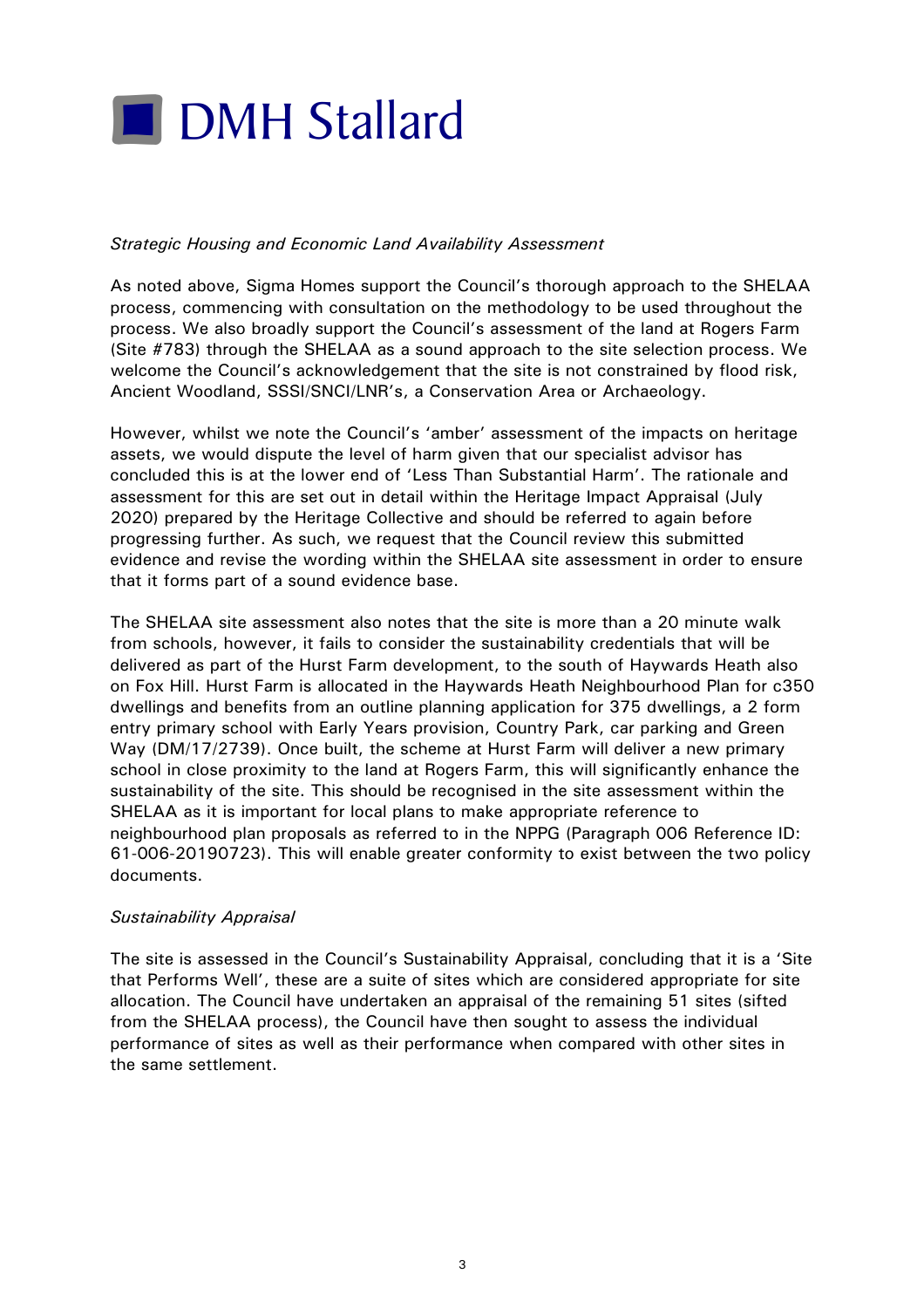*Strategic Housing and Economic Land Availability Assessment*

As noted above, Sigma Homes support the Council's thorough approach to the SHELAA process, commencing with consultation on the methodology to be used throughout the process. We also broadly support the Council's assessment of the land at Rogers Farm (Site #783) through the SHELAA as a sound approach to the site selection process. We welcome the Council's acknowledgement that the site is not constrained by flood risk, Ancient Woodland, SSSI/SNCI/LNR's, a Conservation Area or Archaeology.

However, whilst we note the Council's 'amber' assessment of the impacts on heritage assets, we would dispute the level of harm given that our specialist advisor has concluded this is at the lower end of 'Less Than Substantial Harm'. The rationale and assessment for this are set out in detail within the Heritage Impact Appraisal (July 2020) prepared by the Heritage Collective and should be referred to again before progressing further. As such, we request that the Council review this submitted evidence and revise the wording within the SHELAA site assessment in order to ensure that it forms part of a sound evidence base.

The SHELAA site assessment also notes that the site is more than a 20 minute walk from schools, however, it fails to consider the sustainability credentials that will be delivered as part of the Hurst Farm development, to the south of Haywards Heath also on Fox Hill. Hurst Farm is allocated in the Haywards Heath Neighbourhood Plan for c350 dwellings and benefits from an outline planning application for 375 dwellings, a 2 form entry primary school with Early Years provision, Country Park, car parking and Green Way (DM/17/2739). Once built, the scheme at Hurst Farm will deliver a new primary school in close proximity to the land at Rogers Farm, this will significantly enhance the sustainability of the site. This should be recognised in the site assessment within the SHELAA as it is important for local plans to make appropriate reference to neighbourhood plan proposals as referred to in the NPPG (Paragraph 006 Reference ID: 61-006-20190723). This will enable greater conformity to exist between the two policy documents.

*Sustainability Appraisal*

The site is assessed in the Council's Sustainability Appraisal, concluding that it is a 'Site that Performs Well', these are a suite of sites which are considered appropriate for site allocation. The Council have undertaken an appraisal of the remaining 51 sites (sifted from the SHELAA process), the Council have then sought to assess the individual performance of sites as well as their performance when compared with other sites in the same settlement.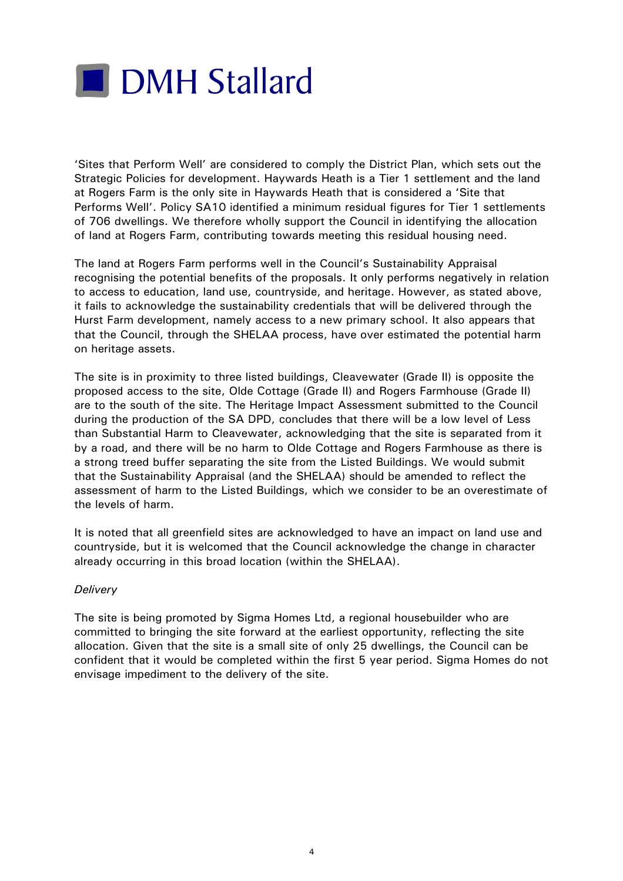'Sites that Perform Well' are considered to comply the District Plan, which sets out the Strategic Policies for development. Haywards Heath is a Tier 1 settlement and the land at Rogers Farm is the only site in Haywards Heath that is considered a 'Site that Performs Well'. Policy SA10 identified a minimum residual figures for Tier 1 settlements of 706 dwellings. We therefore wholly support the Council in identifying the allocation of land at Rogers Farm, contributing towards meeting this residual housing need.

The land at Rogers Farm performs well in the Council's Sustainability Appraisal recognising the potential benefits of the proposals. It only performs negatively in relation to access to education, land use, countryside, and heritage. However, as stated above, it fails to acknowledge the sustainability credentials that will be delivered through the Hurst Farm development, namely access to a new primary school. It also appears that that the Council, through the SHELAA process, have over estimated the potential harm on heritage assets.

The site is in proximity to three listed buildings, Cleavewater (Grade II) is opposite the proposed access to the site, Olde Cottage (Grade II) and Rogers Farmhouse (Grade II) are to the south of the site. The Heritage Impact Assessment submitted to the Council during the production of the SA DPD, concludes that there will be a low level of Less than Substantial Harm to Cleavewater, acknowledging that the site is separated from it by a road, and there will be no harm to Olde Cottage and Rogers Farmhouse as there is a strong treed buffer separating the site from the Listed Buildings. We would submit that the Sustainability Appraisal (and the SHELAA) should be amended to reflect the assessment of harm to the Listed Buildings, which we consider to be an overestimate of the levels of harm.

It is noted that all greenfield sites are acknowledged to have an impact on land use and countryside, but it is welcomed that the Council acknowledge the change in character already occurring in this broad location (within the SHELAA).

*Delivery*

The site is being promoted by Sigma Homes Ltd, a regional housebuilder who are committed to bringing the site forward at the earliest opportunity, reflecting the site allocation. Given that the site is a small site of only 25 dwellings, the Council can be confident that it would be completed within the first 5 year period. Sigma Homes do not envisage impediment to the delivery of the site.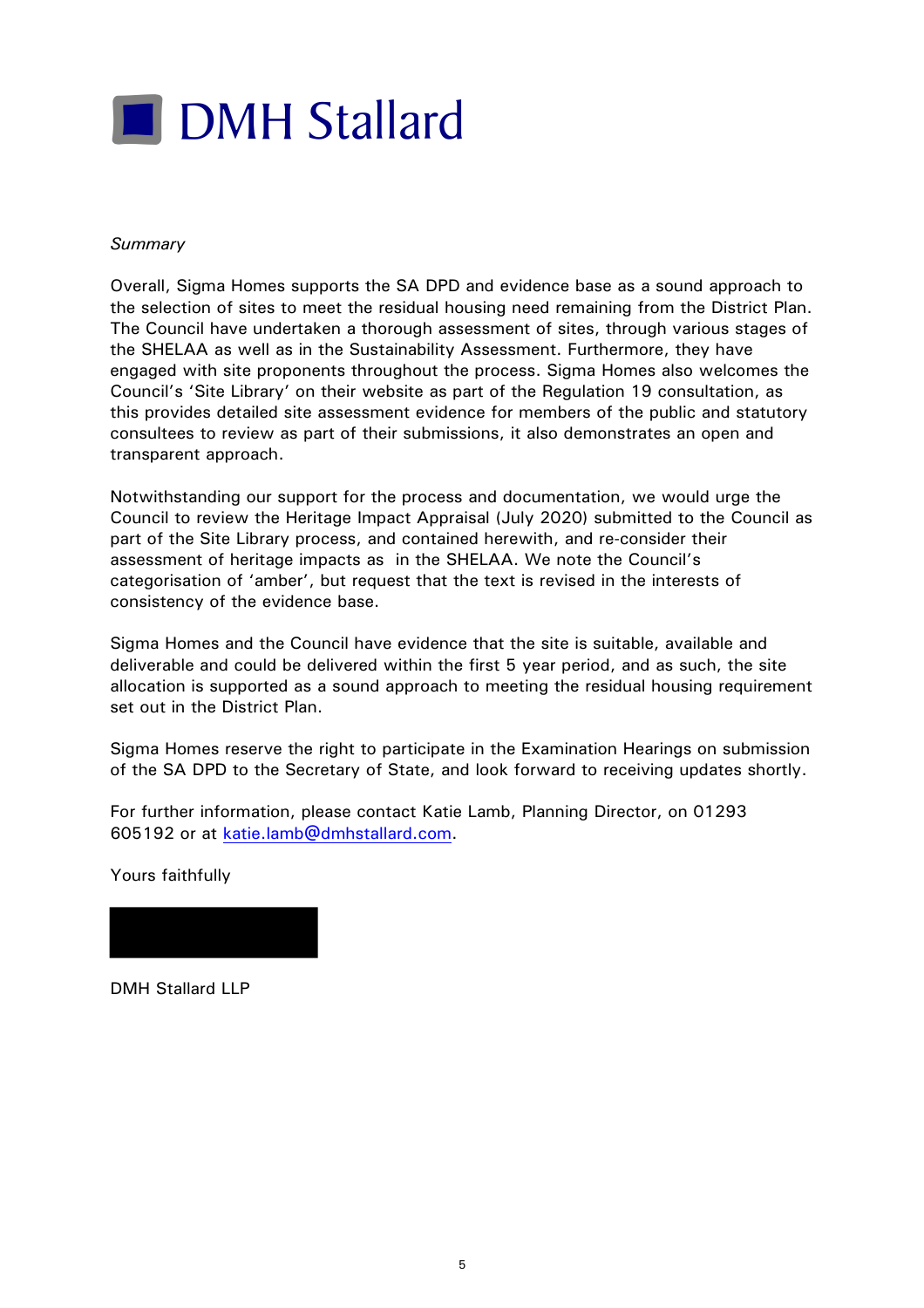# DMH Stallard

*Summary*

Overall, Sigma Homes supports the SA DPD and evidence base as a sound approach to the selection of sites to meet the residual housing need remaining from the District Plan. The Council have undertaken a thorough assessment of sites, through various stages of the SHELAA as well as in the Sustainability Assessment. Furthermore, they have engaged with site proponents throughout the process. Sigma Homes also welcomes the Council's 'Site Library' on their website as part of the Regulation 19 consultation, as this provides detailed site assessment evidence for members of the public and statutory consultees to review as part of their submissions, it also demonstrates an open and transparent approach.

Notwithstanding our support for the process and documentation, we would urge the Council to review the Heritage Impact Appraisal (July 2020) submitted to the Council as part of the Site Library process, and contained herewith, and re-consider their assessment of heritage impacts as in the SHELAA. We note the Council's categorisation of 'amber', but request that the text is revised in the interests of consistency of the evidence base.

Sigma Homes and the Council have evidence that the site is suitable, available and deliverable and could be delivered within the first 5 year period, and as such, the site allocation is supported as a sound approach to meeting the residual housing requirement set out in the District Plan.

Sigma Homes reserve the right to participate in the Examination Hearings on submission of the SA DPD to the Secretary of State, and look forward to receiving updates shortly.

For further information, please contact Katie Lamb, Planning Director, on 01293 605192 or at katie.lamb@dmhstallard.com.

Yours faithfully

DMH Stallard LLP